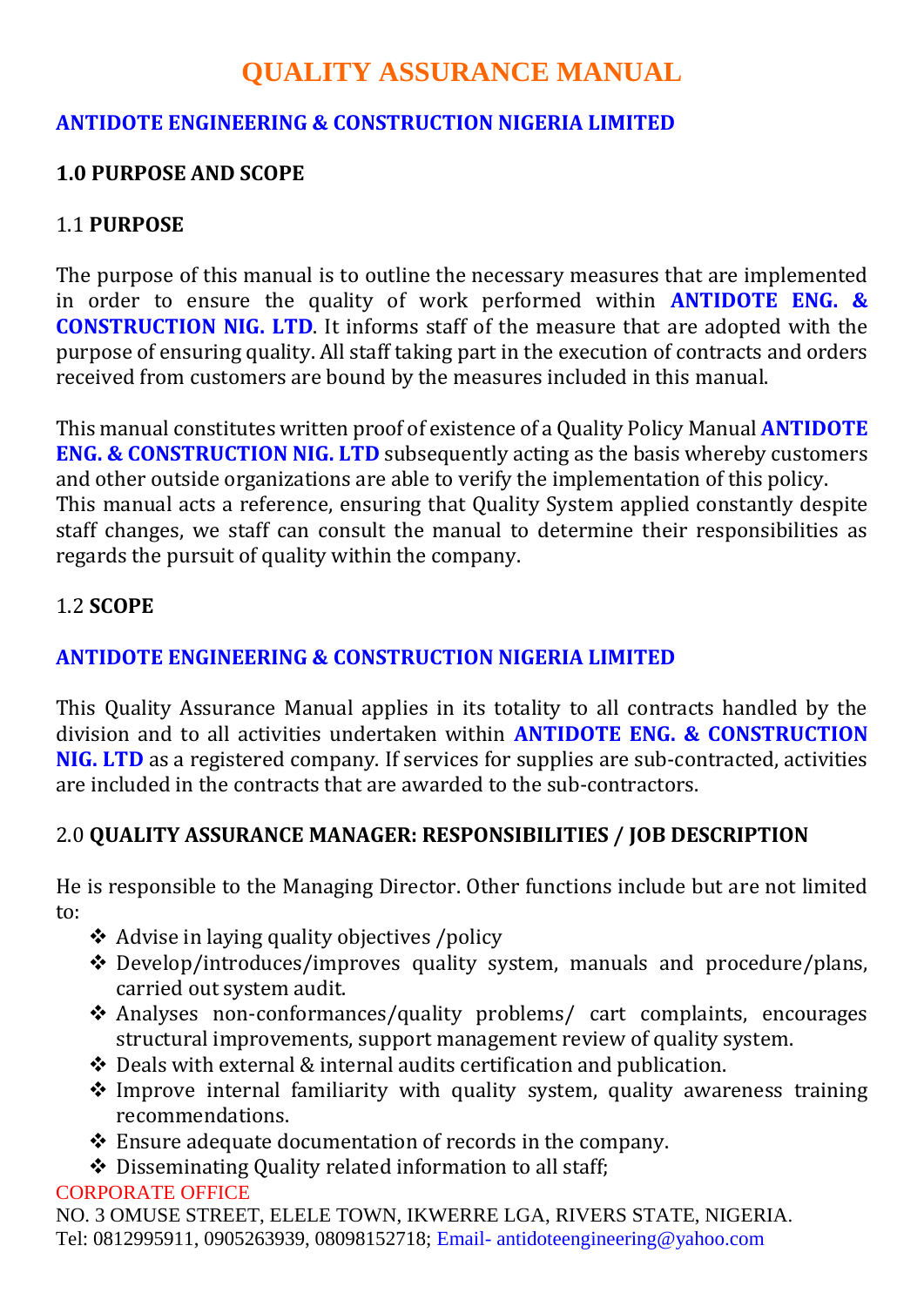# QUALITY ASSURANCE MANUAL

**ANTIDOTE ENGINEERING & CONSTRUCTION NIGERIA LIMITED**

## 1.0 PURPOSE AND SCOPE

### 1.1 PURPOSE

The purpose of this manual is to outline the necessary measures that are implemented in order to ensure the quality of work performed within **ANTIDOTE ENG. & CONSTRUCTION NIG. LTD**. It informs staff of the measure that are adopted with the purpose of ensuring quality. All staff taking part in the execution of contracts and orders received from customers are bound by the measures included in this manual.

This manual constitutes written proof of existence of a Quality Policy Manual **ANTIDOTE ENG. & CONSTRUCTION NIG. LTD** subsequently acting as the basis whereby customers and other outside organizations are able to verify the implementation of this policy. This manual acts a reference, ensuring that Quality System applied constantly despite staff changes, we staff can consult the manual to determine their responsibilities as regards the pursuit of quality within the company.

### 1.2 SCOPE

**ANTIDOTE ENGINEERING & CONSTRUCTION NIGERIA LIMITED**

This Quality Assurance Manual applies in its totality to all contracts handled by the division and to all activities undertaken within **ANTIDOTE ENG. & CONSTRUCTION NIG. LTD** as a registered company. If services for supplies are sub-contracted, activities are included in the contracts that are awarded to the sub-contractors.

## 2.0 QUALITY ASSURANCE MANAGER: RESPONSIBILITIES / JOB DESCRIPTION

He is responsible to the Managing Director. Other functions include but are not limited to:

- Advise in laying quality objectives /policy
- Develop/introduces/improves quality system, manuals and procedure/plans, carried out system audit.
- Analyses non-conformances/quality problems/ cart complaints, encourages structural improvements, support management review of quality system.
- Deals with external & internal audits certification and publication.
- Improve internal familiarity with quality system, quality awareness training recommendations.
- Ensure adequate documentation of records in the company.
- Disseminating Quality related information to all staff;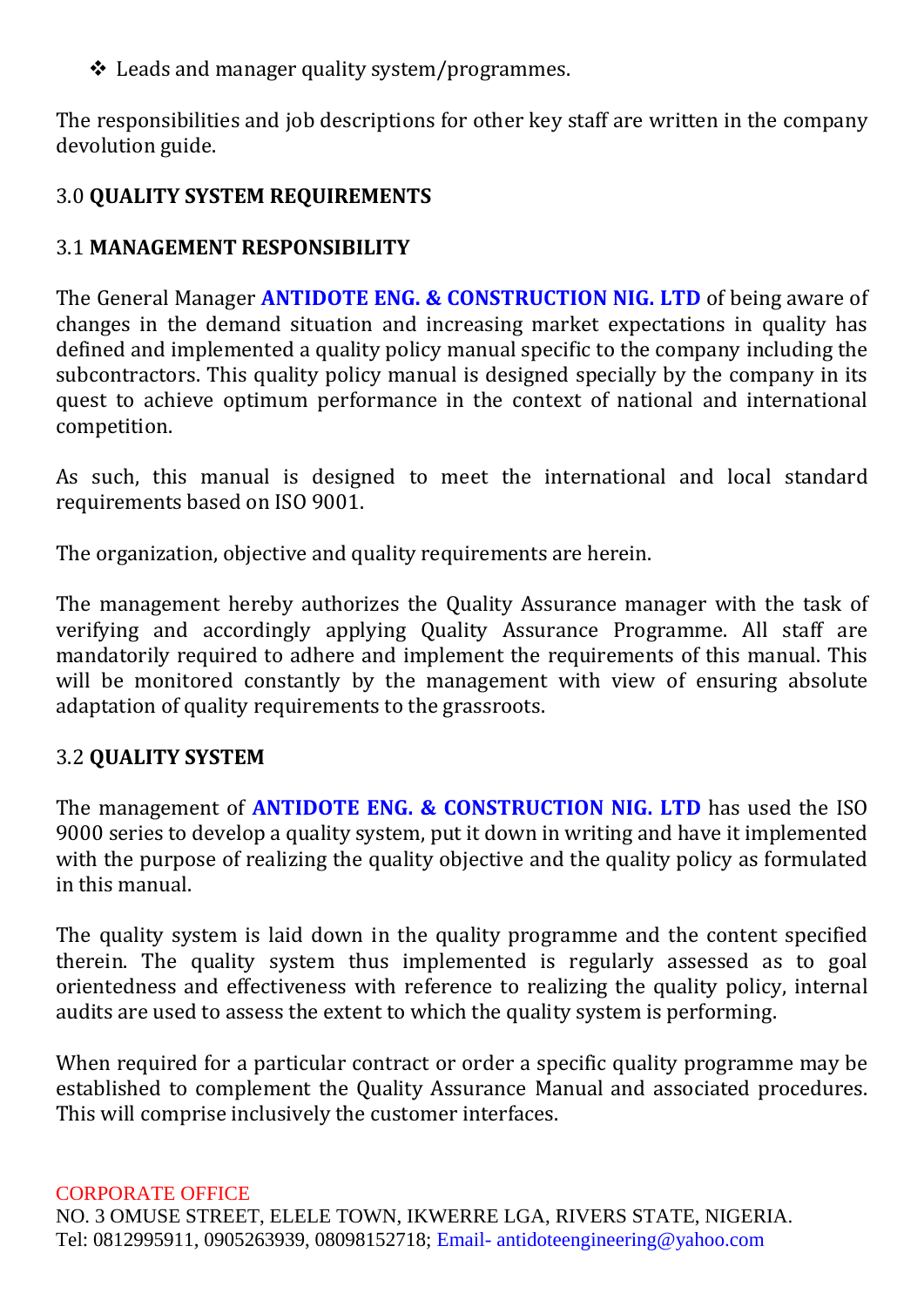- ❖ Leads and manager quality system/programmes.

The responsibilities and job descriptions for other key staff are written in the company devolution guide.

## 3.0 QUALITY SYSTEM REQUIREMENTS

### 3.1 MANAGEMENT RESPONSIBILITY

The General Manager **ANTIDOTE ENG. & CONSTRUCTION NIG. LTD** of being aware of changes in the demand situation and increasing market expectations in quality has defined and implemented a quality policy manual specific to the company including the subcontractors. This quality policy manual is designed specially by the company in its quest to achieve optimum performance in the context of national and international competition.

As such, this manual is designed to meet the international and local standard requirements based on ISO 9001.

The organization, objective and quality requirements are herein.

The management hereby authorizes the Quality Assurance manager with the task of verifying and accordingly applying Quality Assurance Programme. All staff are mandatorily required to adhere and implement the requirements of this manual. This will be monitored constantly by the management with view of ensuring absolute adaptation of quality requirements to the grassroots.

### 3.2 QUALITY SYSTEM

The management of **ANTIDOTE ENG. & CONSTRUCTION NIG. LTD** has used the ISO 9000 series to develop a quality system, put it down in writing and have it implemented with the purpose of realizing the quality objective and the quality policy as formulated in this manual.

The quality system is laid down in the quality programme and the content specified therein. The quality system thus implemented is regularly assessed as to goal orientedness and effectiveness with reference to realizing the quality policy, internal audits are used to assess the extent to which the quality system is performing.

When required for a particular contract or order a specific quality programme may be established to complement the Quality Assurance Manual and associated procedures. This will comprise inclusively the customer interfaces.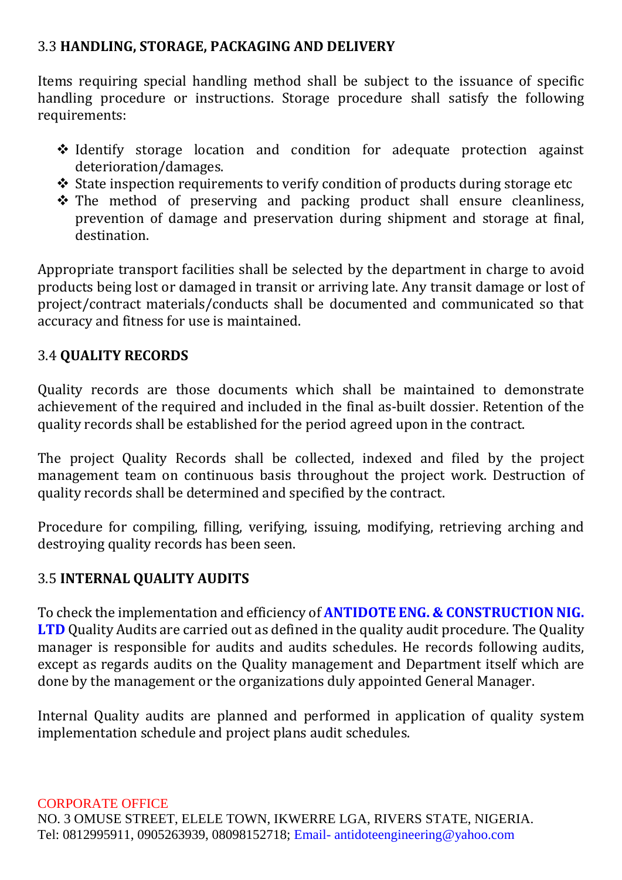### 3.3 **HANDLING, STORAGE, PACKAGING AND DELIVERY**

Items requiring special handling method shall be subject to the issuance of specific handling procedure or instructions. Storage procedure shall satisfy the following requirements:

- Identify storage location and condition for adequate protection against deterioration/damages.
- State inspection requirements to verify condition of products during storage etc
- The method of preserving and packing product shall ensure cleanliness, prevention of damage and preservation during shipment and storage at final, destination.

Appropriate transport facilities shall be selected by the department in charge to avoid products being lost or damaged in transit or arriving late. Any transit damage or lost of project/contract materials/conducts shall be documented and communicated so that accuracy and fitness for use is maintained.

### 3.4 **QUALITY RECORDS**

Quality records are those documents which shall be maintained to demonstrate achievement of the required and included in the final as-built dossier. Retention of the quality records shall be established for the period agreed upon in the contract.

The project Quality Records shall be collected, indexed and filed by the project management team on continuous basis throughout the project work. Destruction of quality records shall be determined and specified by the contract.

Procedure for compiling, filling, verifying, issuing, modifying, retrieving arching and destroying quality records has been seen.

### 3.5 **INTERNAL QUALITY AUDITS**

To check the implementation and efficiency of **ANTIDOTE ENG. & CONSTRUCTION NIG. LTD** Quality Audits are carried out as defined in the quality audit procedure. The Quality manager is responsible for audits and audits schedules. He records following audits, except as regards audits on the Quality management and Department itself which are done by the management or the organizations duly appointed General Manager.

Internal Quality audits are planned and performed in application of quality system implementation schedule and project plans audit schedules.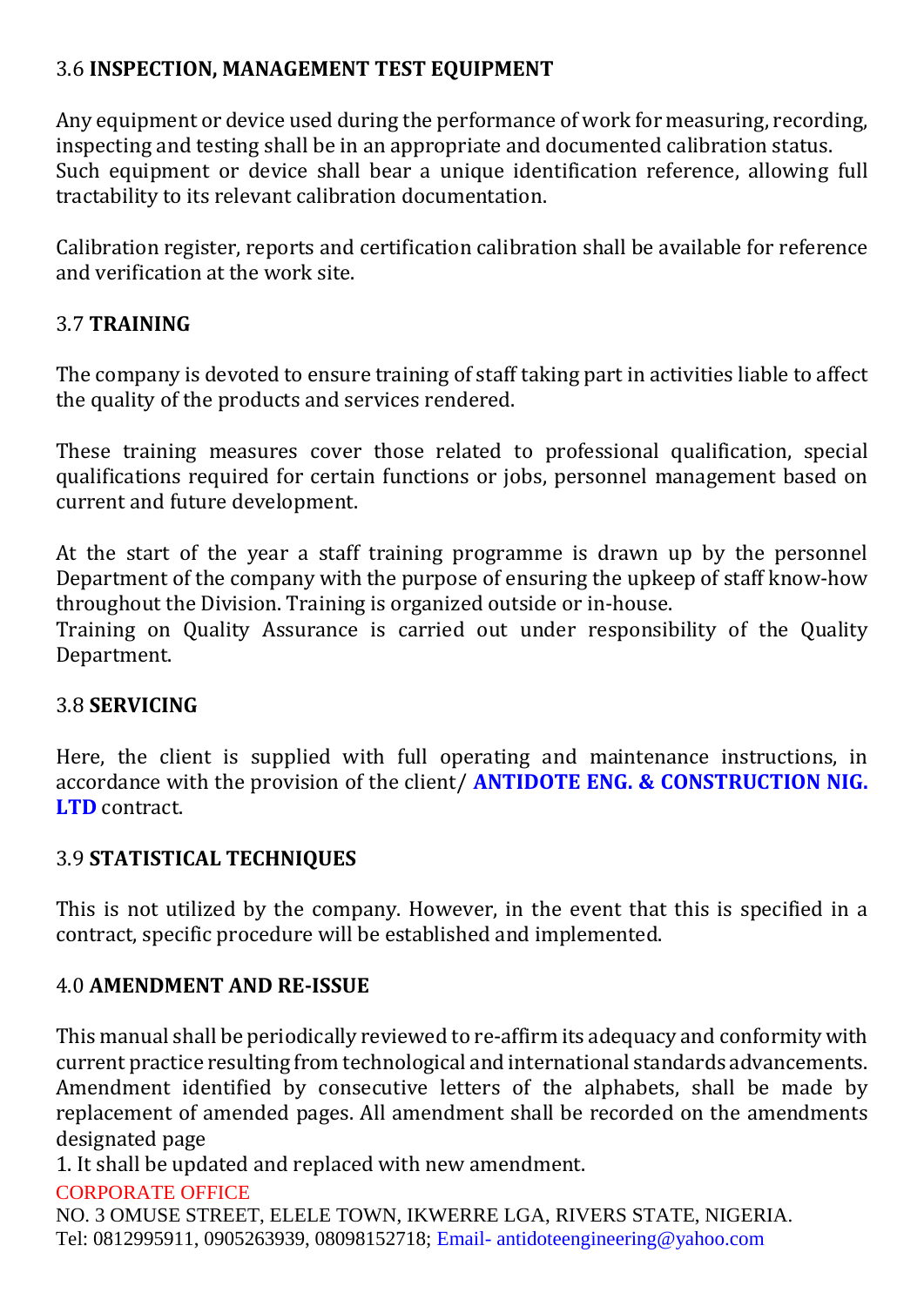## 3.6 **INSPECTION, MANAGEMENT TEST EQUIPMENT**

Any equipment or device used during the performance of work for measuring, recording, inspecting and testing shall be in an appropriate and documented calibration status. Such equipment or device shall bear a unique identification reference, allowing full tractability to its relevant calibration documentation.

Calibration register, reports and certification calibration shall be available for reference and verification at the work site.

## 3.7 **TRAINING**

The company is devoted to ensure training of staff taking part in activities liable to affect the quality of the products and services rendered.

These training measures cover those related to professional qualification, special qualifications required for certain functions or jobs, personnel management based on current and future development.

At the start of the year a staff training programme is drawn up by the personnel Department of the company with the purpose of ensuring the upkeep of staff know-how throughout the Division. Training is organized outside or in-house.
Training on Quality Assurance is carried out under responsibility of the Quality Department.

## 3.8 **SERVICING**

Here, the client is supplied with full operating and maintenance instructions, in accordance with the provision of the client/ **ANTIDOTE ENG. & CONSTRUCTION NIG. LTD** contract.

## 3.9 **STATISTICAL TECHNIQUES**

This is not utilized by the company. However, in the event that this is specified in a contract, specific procedure will be established and implemented.

## 4.0 **AMENDMENT AND RE-ISSUE**

This manual shall be periodically reviewed to re-affirm its adequacy and conformity with current practice resulting from technological and international standards advancements. Amendment identified by consecutive letters of the alphabets, shall be made by replacement of amended pages. All amendment shall be recorded on the amendments designated page

1. It shall be updated and replaced with new amendment.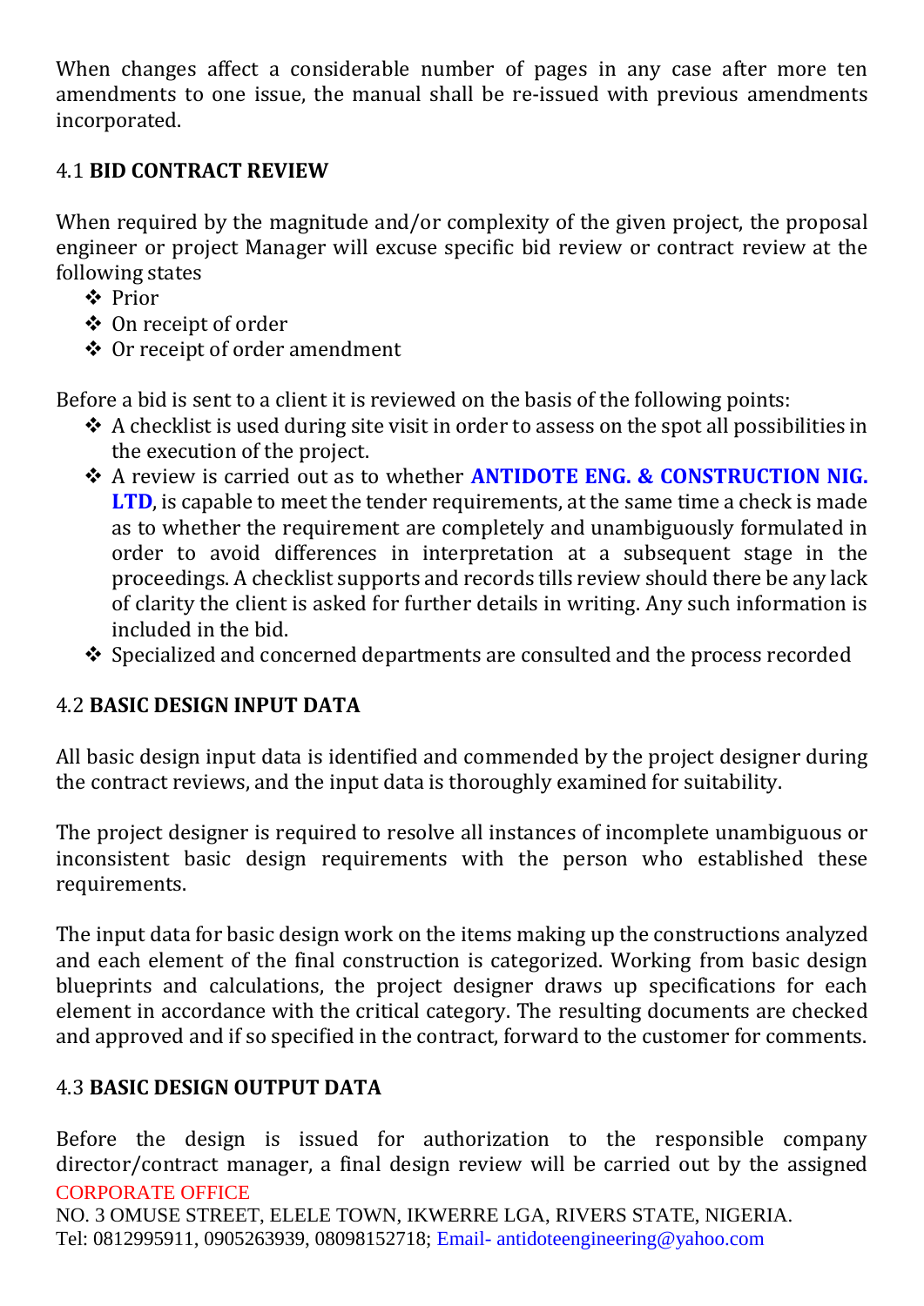When changes affect a considerable number of pages in any case after more ten amendments to one issue, the manual shall be re-issued with previous amendments incorporated.

## 4.1 BID CONTRACT REVIEW

When required by the magnitude and/or complexity of the given project, the proposal engineer or project Manager will excuse specific bid review or contract review at the following states

- Prior
- On receipt of order
- Or receipt of order amendment

Before a bid is sent to a client it is reviewed on the basis of the following points:

- A checklist is used during site visit in order to assess on the spot all possibilities in the execution of the project.
- A review is carried out as to whether **ANTIDOTE ENG. & CONSTRUCTION NIG. LTD**, is capable to meet the tender requirements, at the same time a check is made as to whether the requirement are completely and unambiguously formulated in order to avoid differences in interpretation at a subsequent stage in the proceedings. A checklist supports and records tills review should there be any lack of clarity the client is asked for further details in writing. Any such information is included in the bid.
- Specialized and concerned departments are consulted and the process recorded

## 4.2 BASIC DESIGN INPUT DATA

All basic design input data is identified and commended by the project designer during the contract reviews, and the input data is thoroughly examined for suitability.

The project designer is required to resolve all instances of incomplete unambiguous or inconsistent basic design requirements with the person who established these requirements.

The input data for basic design work on the items making up the constructions analyzed and each element of the final construction is categorized. Working from basic design blueprints and calculations, the project designer draws up specifications for each element in accordance with the critical category. The resulting documents are checked and approved and if so specified in the contract, forward to the customer for comments.

## 4.3 BASIC DESIGN OUTPUT DATA

Before the design is issued for authorization to the responsible company director/contract manager, a final design review will be carried out by the assigned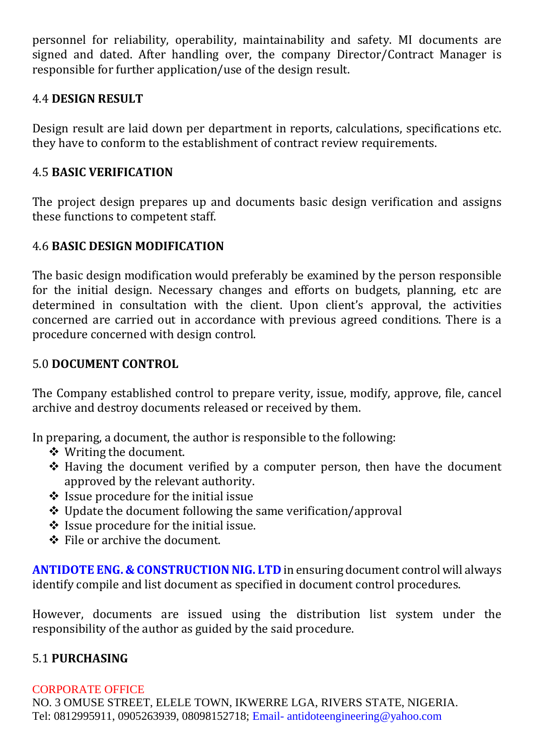personnel for reliability, operability, maintainability and safety. MI documents are signed and dated. After handling over, the company Director/Contract Manager is responsible for further application/use of the design result.

### 4.4 **DESIGN RESULT**

Design result are laid down per department in reports, calculations, specifications etc. they have to conform to the establishment of contract review requirements.

### 4.5 **BASIC VERIFICATION**

The project design prepares up and documents basic design verification and assigns these functions to competent staff.

### 4.6 **BASIC DESIGN MODIFICATION**

The basic design modification would preferably be examined by the person responsible for the initial design. Necessary changes and efforts on budgets, planning, etc are determined in consultation with the client. Upon client's approval, the activities concerned are carried out in accordance with previous agreed conditions. There is a procedure concerned with design control.

## 5.0 **DOCUMENT CONTROL**

The Company established control to prepare verity, issue, modify, approve, file, cancel archive and destroy documents released or received by them.

In preparing, a document, the author is responsible to the following:

- Writing the document.
- Having the document verified by a computer person, then have the document approved by the relevant authority.
- Issue procedure for the initial issue
- Update the document following the same verification/approval
- Issue procedure for the initial issue.
- File or archive the document.

**ANTIDOTE ENG. & CONSTRUCTION NIG. LTD** in ensuring document control will always identify compile and list document as specified in document control procedures.

However, documents are issued using the distribution list system under the responsibility of the author as guided by the said procedure.

### 5.1 **PURCHASING**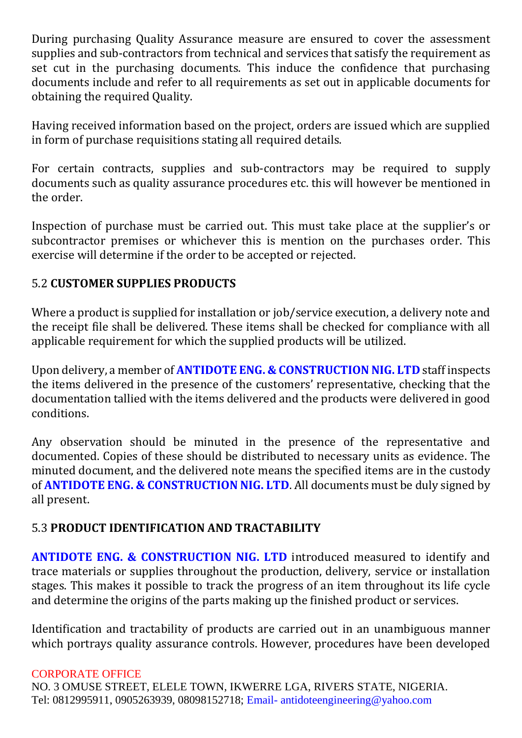During purchasing Quality Assurance measure are ensured to cover the assessment supplies and sub-contractors from technical and services that satisfy the requirement as set cut in the purchasing documents. This induce the confidence that purchasing documents include and refer to all requirements as set out in applicable documents for obtaining the required Quality.

Having received information based on the project, orders are issued which are supplied in form of purchase requisitions stating all required details.

For certain contracts, supplies and sub-contractors may be required to supply documents such as quality assurance procedures etc. this will however be mentioned in the order.

Inspection of purchase must be carried out. This must take place at the supplier's or subcontractor premises or whichever this is mention on the purchases order. This exercise will determine if the order to be accepted or rejected.

### 5.2 **CUSTOMER SUPPLIES PRODUCTS**

Where a product is supplied for installation or job/service execution, a delivery note and the receipt file shall be delivered. These items shall be checked for compliance with all applicable requirement for which the supplied products will be utilized.

Upon delivery, a member of **ANTIDOTE ENG. & CONSTRUCTION NIG. LTD** staff inspects the items delivered in the presence of the customers' representative, checking that the documentation tallied with the items delivered and the products were delivered in good conditions.

Any observation should be minuted in the presence of the representative and documented. Copies of these should be distributed to necessary units as evidence. The minuted document, and the delivered note means the specified items are in the custody of **ANTIDOTE ENG. & CONSTRUCTION NIG. LTD**. All documents must be duly signed by all present.

### 5.3 **PRODUCT IDENTIFICATION AND TRACTABILITY**

**ANTIDOTE ENG. & CONSTRUCTION NIG. LTD** introduced measured to identify and trace materials or supplies throughout the production, delivery, service or installation stages. This makes it possible to track the progress of an item throughout its life cycle and determine the origins of the parts making up the finished product or services.

Identification and tractability of products are carried out in an unambiguous manner which portrays quality assurance controls. However, procedures have been developed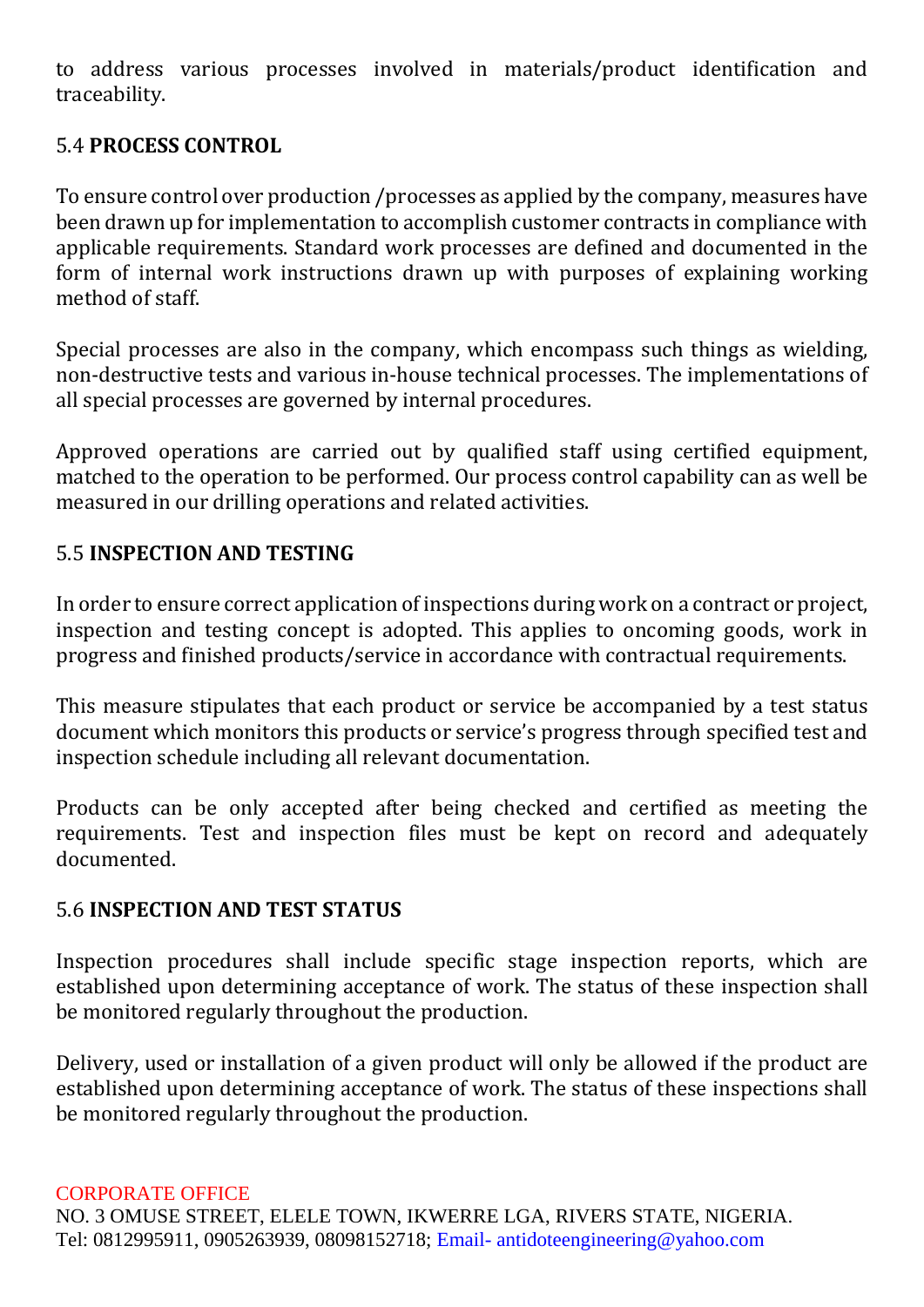to address various processes involved in materials/product identification and traceability.

## 5.4 **PROCESS CONTROL**

To ensure control over production /processes as applied by the company, measures have been drawn up for implementation to accomplish customer contracts in compliance with applicable requirements. Standard work processes are defined and documented in the form of internal work instructions drawn up with purposes of explaining working method of staff.

Special processes are also in the company, which encompass such things as wielding, non-destructive tests and various in-house technical processes. The implementations of all special processes are governed by internal procedures.

Approved operations are carried out by qualified staff using certified equipment, matched to the operation to be performed. Our process control capability can as well be measured in our drilling operations and related activities.

## 5.5 **INSPECTION AND TESTING**

In order to ensure correct application of inspections during work on a contract or project, inspection and testing concept is adopted. This applies to oncoming goods, work in progress and finished products/service in accordance with contractual requirements.

This measure stipulates that each product or service be accompanied by a test status document which monitors this products or service's progress through specified test and inspection schedule including all relevant documentation.

Products can be only accepted after being checked and certified as meeting the requirements. Test and inspection files must be kept on record and adequately documented.

## 5.6 **INSPECTION AND TEST STATUS**

Inspection procedures shall include specific stage inspection reports, which are established upon determining acceptance of work. The status of these inspection shall be monitored regularly throughout the production.

Delivery, used or installation of a given product will only be allowed if the product are established upon determining acceptance of work. The status of these inspections shall be monitored regularly throughout the production.

CORPORATE OFFICE
NO. 3 OMUSE STREET, ELELE TOWN, IKWERRE LGA, RIVERS STATE, NIGERIA.
Tel: 0812995911, 0905263939, 08098152718; Email- antidoteengineering@yahoo.com